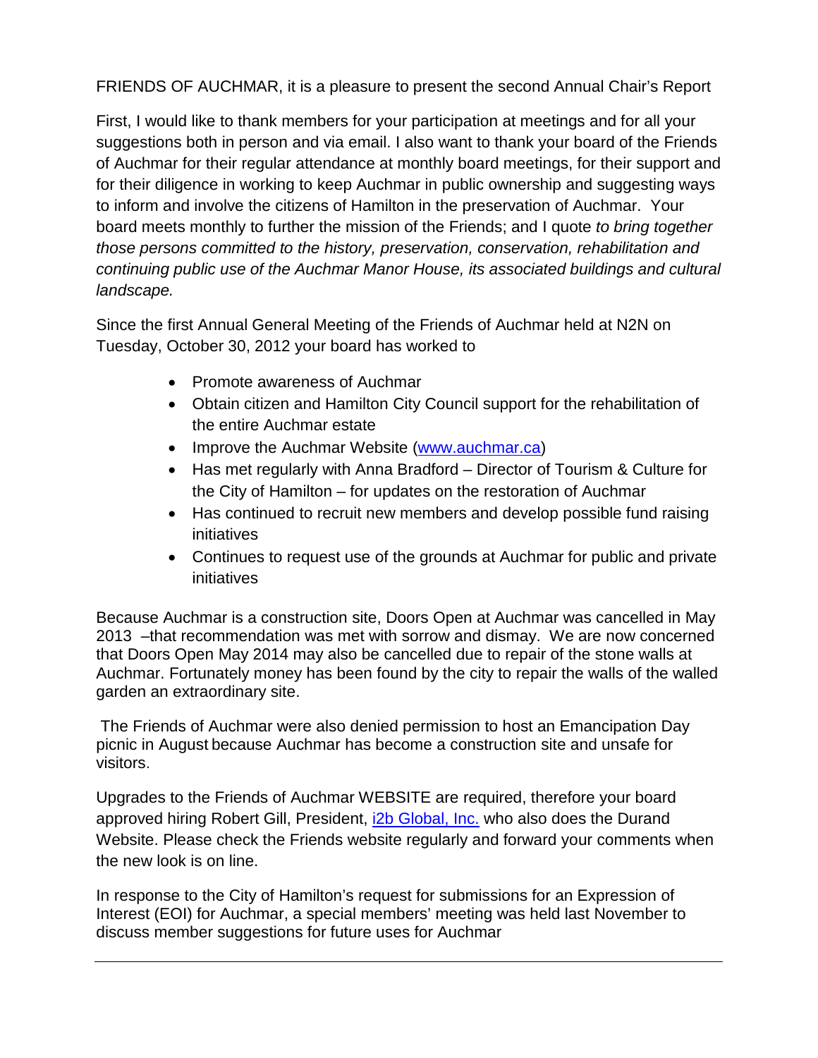FRIENDS OF AUCHMAR, it is a pleasure to present the second Annual Chair's Report

First, I would like to thank members for your participation at meetings and for all your suggestions both in person and via email. I also want to thank your board of the Friends of Auchmar for their regular attendance at monthly board meetings, for their support and for their diligence in working to keep Auchmar in public ownership and suggesting ways to inform and involve the citizens of Hamilton in the preservation of Auchmar. Your board meets monthly to further the mission of the Friends; and I quote *to bring together those persons committed to the history, preservation, conservation, rehabilitation and continuing public use of the Auchmar Manor House, its associated buildings and cultural landscape.*

Since the first Annual General Meeting of the Friends of Auchmar held at N2N on Tuesday, October 30, 2012 your board has worked to

- Promote awareness of Auchmar
- Obtain citizen and Hamilton City Council support for the rehabilitation of the entire Auchmar estate
- Improve the Auchmar Website ([www.auchmar.ca](www.auchmar.ca))
- Has met regularly with Anna Bradford – Director of Tourism & Culture for the City of Hamilton – for updates on the restoration of Auchmar
- Has continued to recruit new members and develop possible fund raising initiatives
- Continues to request use of the grounds at Auchmar for public and private initiatives

Because Auchmar is a construction site, Doors Open at Auchmar was cancelled in May 2013 –that recommendation was met with sorrow and dismay. We are now concerned that Doors Open May 2014 may also be cancelled due to repair of the stone walls at Auchmar. Fortunately money has been found by the city to repair the walls of the walled garden an extraordinary site.

The Friends of Auchmar were also denied permission to host an Emancipation Day picnic in August because Auchmar has become a construction site and unsafe for visitors.

Upgrades to the Friends of Auchmar WEBSITE are required, therefore your board approved hiring Robert Gill, President, i2b Global, Inc. who also does the Durand Website. Please check the Friends website regularly and forward your comments when the new look is on line.

In response to the City of Hamilton's request for submissions for an Expression of Interest (EOI) for Auchmar, a special members' meeting was held last November to discuss member suggestions for future uses for Auchmar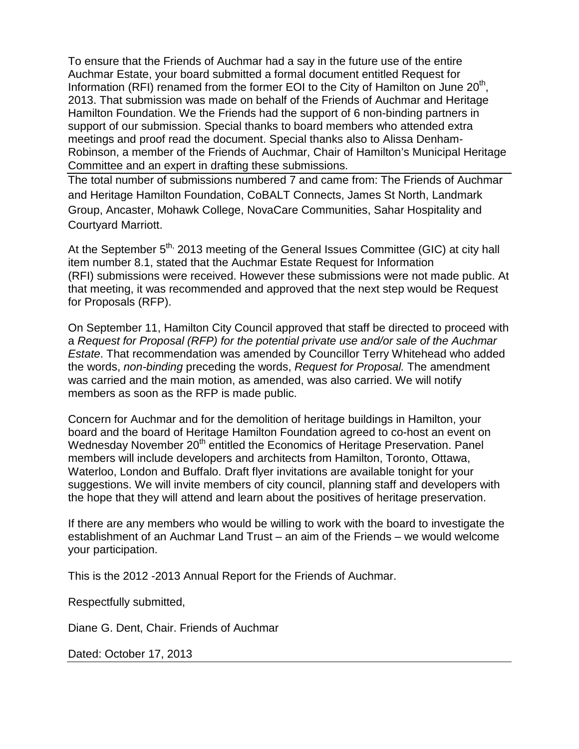To ensure that the Friends of Auchmar had a say in the future use of the entire Auchmar Estate, your board submitted a formal document entitled Request for Information (RFI) renamed from the former EOI to the City of Hamilton on June 20th, 2013. That submission was made on behalf of the Friends of Auchmar and Heritage Hamilton Foundation. We the Friends had the support of 6 non-binding partners in support of our submission. Special thanks to board members who attended extra meetings and proof read the document. Special thanks also to Alissa Denham-Robinson, a member of the Friends of Auchmar, Chair of Hamilton's Municipal Heritage Committee and an expert in drafting these submissions.

---

The total number of submissions numbered 7 and came from: The Friends of Auchmar and Heritage Hamilton Foundation, CoBALT Connects, James St North, Landmark Group, Ancaster, Mohawk College, NovaCare Communities, Sahar Hospitality and Courtyard Marriott.

At the September 5th, 2013 meeting of the General Issues Committee (GIC) at city hall item number 8.1, stated that the Auchmar Estate Request for Information (RFI) submissions were received. However these submissions were not made public. At that meeting, it was recommended and approved that the next step would be Request for Proposals (RFP).

On September 11, Hamilton City Council approved that staff be directed to proceed with a *Request for Proposal (RFP) for the potential private use and/or sale of the Auchmar Estate*. That recommendation was amended by Councillor Terry Whitehead who added the words, *non-binding* preceding the words, *Request for Proposal.* The amendment was carried and the main motion, as amended, was also carried. We will notify members as soon as the RFP is made public.

Concern for Auchmar and for the demolition of heritage buildings in Hamilton, your board and the board of Heritage Hamilton Foundation agreed to co-host an event on Wednesday November 20th entitled the Economics of Heritage Preservation. Panel members will include developers and architects from Hamilton, Toronto, Ottawa, Waterloo, London and Buffalo. Draft flyer invitations are available tonight for your suggestions. We will invite members of city council, planning staff and developers with the hope that they will attend and learn about the positives of heritage preservation.

If there are any members who would be willing to work with the board to investigate the establishment of an Auchmar Land Trust – an aim of the Friends – we would welcome your participation.

This is the 2012 -2013 Annual Report for the Friends of Auchmar.

Respectfully submitted,

Diane G. Dent, Chair. Friends of Auchmar

Dated: October 17, 2013

---